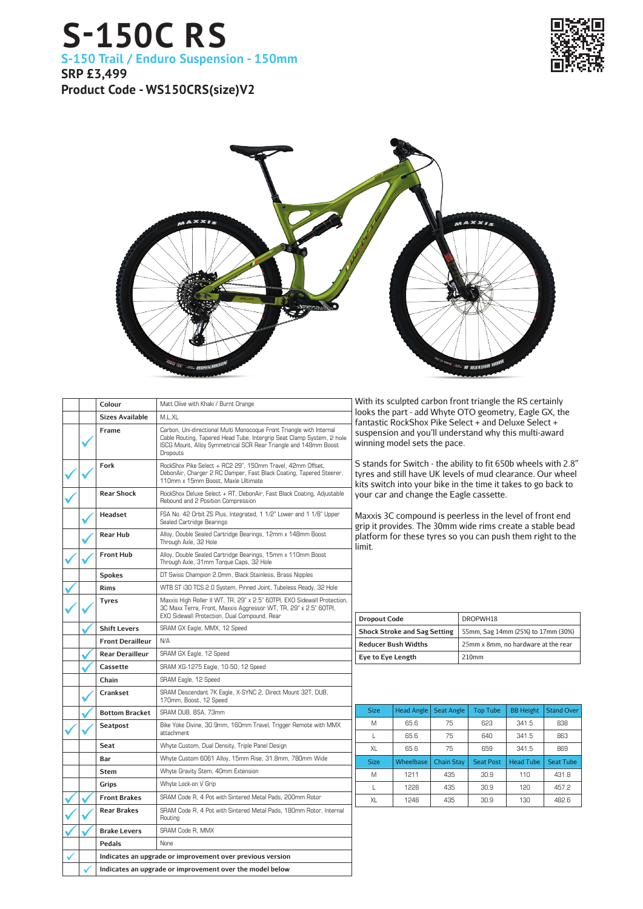# S-150C RS

## S-150 Trail / Enduro Suspension - 150mm

**SRP £3,499**

**Product Code - WS150CRS(size)V2**

| | | | |
|---|---|---|---|
| | | **Colour** | Matt Olive with Khaki / Burnt Orange |
| | | **Sizes Available** | M,L,XL |
| | ✓ | **Frame** | Carbon, Uni-directional Multi Monocoque Front Triangle with Internal Cable Routing, Tapered Head Tube, Intergrip Seat Clamp System, 2 hole ISCG Mount, Alloy Symmetrical SCR Rear Triangle and 148mm Boost Dropouts |
| ✓ | ✓ | **Fork** | RockShox Pike Select + RC2 29", 150mm Travel, 42mm Offset, DebonAir, Charger 2 RC Damper, Fast Black Coating, Tapered Steerer, 110mm x 15mm Boost, Maxle Ultimate |
| ✓ | | **Rear Shock** | RockShox Deluxe Select + RT, DebonAir, Fast Black Coating, Adjustable Rebound and 2 Position Compression |
| | ✓ | **Headset** | FSA No. 42 Orbit ZS Plus, Integrated, 1 1/2" Lower and 1 1/8" Upper Sealed Cartridge Bearings |
| | ✓ | **Rear Hub** | Alloy, Double Sealed Cartridge Bearings, 12mm x 148mm Boost Through Axle, 32 Hole |
| ✓ | ✓ | **Front Hub** | Alloy, Double Sealed Cartridge Bearings, 15mm x 110mm Boost Through Axle, 31mm Torque Caps, 32 Hole |
| | | **Spokes** | DT Swiss Champion 2.0mm, Black Stainless, Brass Nipples |
| ✓ | | **Rims** | WTB ST i30 TCS 2.0 System, Pinned Joint, Tubeless Ready, 32 Hole |
| ✓ | ✓ | **Tyres** | Maxxis High Roller II WT, TR, 29" x 2.5" 60TPI, EXO Sidewall Protection, 3C Maxx Terra, Front, Maxxis Aggressor WT, TR, 29" x 2.5" 60TPI, EXO Sidewall Protection, Dual Compound, Rear |
| | ✓ | **Shift Levers** | SRAM GX Eagle, MMX, 12 Speed |
| | | **Front Derailleur** | N/A |
| | ✓ | **Rear Derailleur** | SRAM GX Eagle, 12 Speed |
| | ✓ | **Cassette** | SRAM XG-1275 Eagle, 10-50, 12 Speed |
| | | **Chain** | SRAM Eagle, 12 Speed |
| | ✓ | **Crankset** | SRAM Descendant 7K Eagle, X-SYNC 2, Direct Mount 32T, DUB, 170mm, Boost, 12 Speed |
| | ✓ | **Bottom Bracket** | SRAM DUB, BSA, 73mm |
| ✓ | ✓ | **Seatpost** | Bike Yoke Divine, 30.9mm, 160mm Travel, Trigger Remote with MMX attachment |
| | | **Seat** | Whyte Custom, Dual Density, Triple Panel Design |
| | | **Bar** | Whyte Custom 6061 Alloy, 15mm Rise, 31.8mm, 780mm Wide |
| | | **Stem** | Whyte Gravity Stem, 40mm Extension |
| | | **Grips** | Whyte Lock-on V Grip |
| ✓ | ✓ | **Front Brakes** | SRAM Code R, 4 Pot with Sintered Metal Pads, 200mm Rotor |
| ✓ | ✓ | **Rear Brakes** | SRAM Code R, 4 Pot with Sintered Metal Pads, 180mm Rotor, Internal Routing |
| ✓ | ✓ | **Brake Levers** | SRAM Code R, MMX |
| | | **Pedals** | None |
| ✓ | | **Indicates an upgrade or improvement over previous version** | |
| | ✓ | **Indicates an upgrade or improvement over the model below** | |

With its sculpted carbon front triangle the RS certainly looks the part - add Whyte OTO geometry, Eagle GX, the fantastic RockShox Pike Select + and Deluxe Select + suspension and you'll understand why this multi-award winning model sets the pace.

S stands for Switch - the ability to fit 650b wheels with 2.8" tyres and still have UK levels of mud clearance. Our wheel kits switch into your bike in the time it takes to go back to your car and change the Eagle cassette.

Maxxis 3C compound is peerless in the level of front end grip it provides. The 30mm wide rims create a stable bead platform for these tyres so you can push them right to the limit.

| | |
|---|---|
| **Dropout Code** | DROPWH18 |
| **Shock Stroke and Sag Setting** | 55mm, Sag 14mm (25%) to 17mm (30%) |
| **Reducer Bush Widths** | 25mm x 8mm, no hardware at the rear |
| **Eye to Eye Length** | 210mm |

| Size | Head Angle | Seat Angle | Top Tube | BB Height | Stand Over |
|---|---|---|---|---|---|
| M | 65.6 | 75 | 623 | 341.5 | 838 |
| L | 65.6 | 75 | 640 | 341.5 | 863 |
| XL | 65.6 | 75 | 659 | 341.5 | 869 |
| **Size** | **Wheelbase** | **Chain Stay** | **Seat Post** | **Head Tube** | **Seat Tube** |
| M | 1211 | 435 | 30.9 | 110 | 431.8 |
| L | 1228 | 435 | 30.9 | 120 | 457.2 |
| XL | 1248 | 435 | 30.9 | 130 | 482.6 |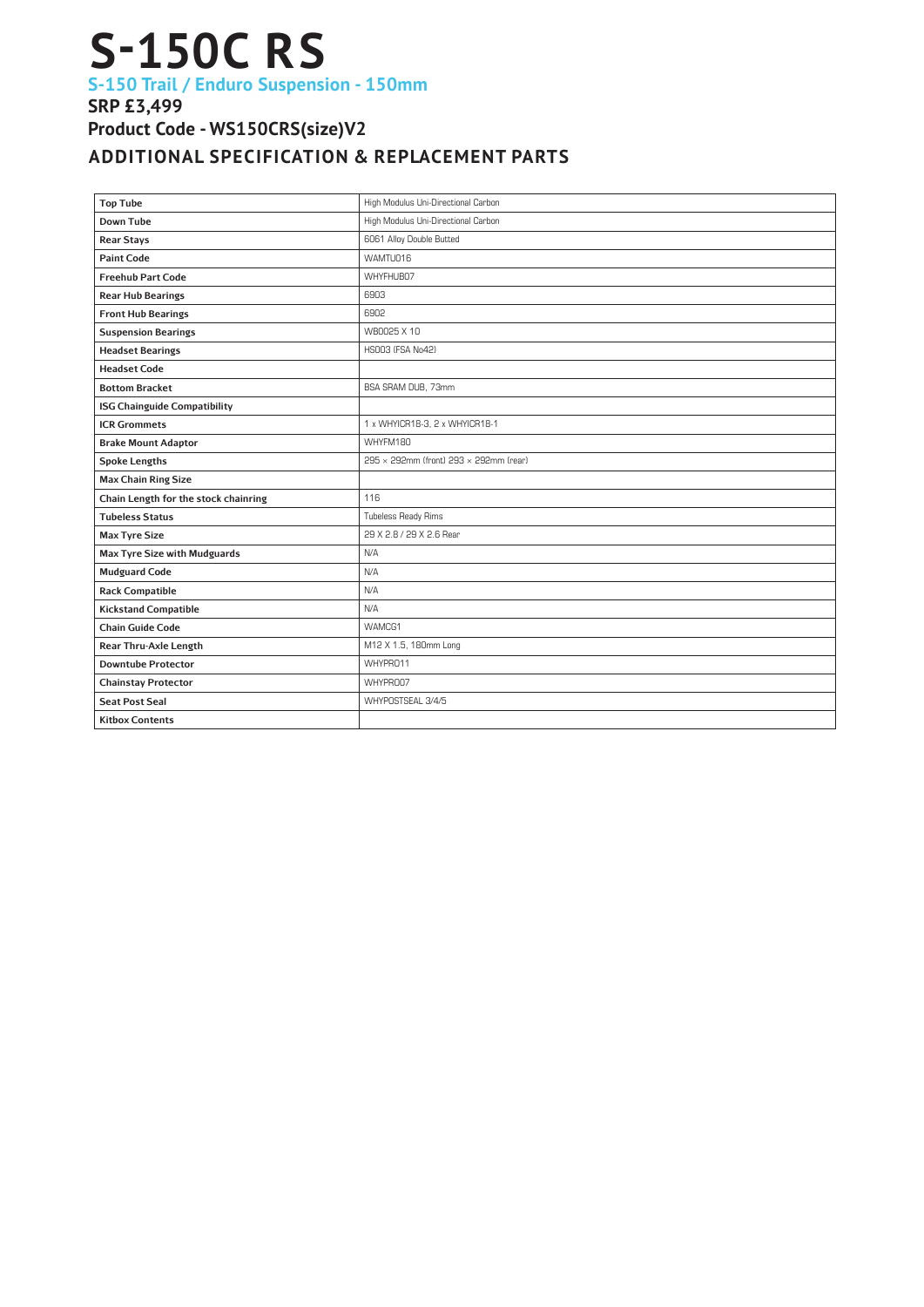# S-150C RS

## S-150 Trail / Enduro Suspension - 150mm

### SRP £3,499

### Product Code - WS150CRS(size)V2

## ADDITIONAL SPECIFICATION & REPLACEMENT PARTS

| | |
|---|---|
| **Top Tube** | High Modulus Uni-Directional Carbon |
| **Down Tube** | High Modulus Uni-Directional Carbon |
| **Rear Stays** | 6061 Alloy Double Butted |
| **Paint Code** | WAMTU016 |
| **Freehub Part Code** | WHYFHUB07 |
| **Rear Hub Bearings** | 6903 |
| **Front Hub Bearings** | 6902 |
| **Suspension Bearings** | WB0025 X 10 |
| **Headset Bearings** | HS003 (FSA No42) |
| **Headset Code** | |
| **Bottom Bracket** | BSA SRAM DUB, 73mm |
| **ISG Chainguide Compatibility** | |
| **ICR Grommets** | 1 x WHYICR18-3, 2 x WHYICR18-1 |
| **Brake Mount Adaptor** | WHYFM180 |
| **Spoke Lengths** | 295 × 292mm (front) 293 × 292mm (rear) |
| **Max Chain Ring Size** | |
| **Chain Length for the stock chainring** | 116 |
| **Tubeless Status** | Tubeless Ready Rims |
| **Max Tyre Size** | 29 X 2.8 / 29 X 2.6 Rear |
| **Max Tyre Size with Mudguards** | N/A |
| **Mudguard Code** | N/A |
| **Rack Compatible** | N/A |
| **Kickstand Compatible** | N/A |
| **Chain Guide Code** | WAMCG1 |
| **Rear Thru-Axle Length** | M12 X 1.5, 180mm Long |
| **Downtube Protector** | WHYPRO11 |
| **Chainstay Protector** | WHYPRO07 |
| **Seat Post Seal** | WHYPOSTSEAL 3/4/5 |
| **Kitbox Contents** | |